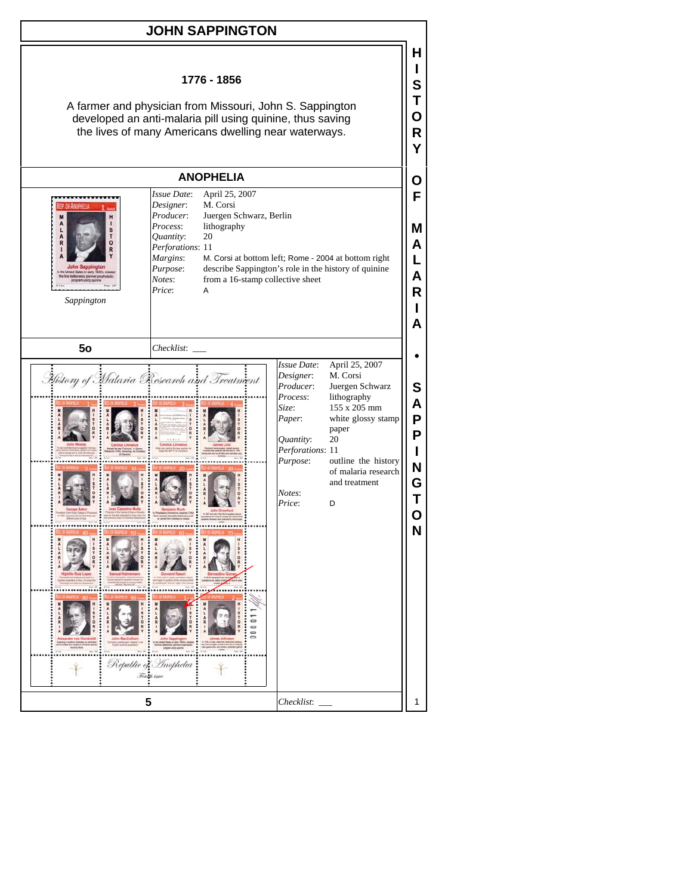# JOHN SAPPINGTON

## 1776 - 1856

A farmer and physician from Missouri, John S. Sappington developed an anti-malaria pill using quinine, thus saving the lives of many Americans dwelling near waterways.

## ANOPHELIA

*Sappington*

*Issue Date*: April 25, 2007
*Designer*: M. Corsi
*Producer*: Juergen Schwarz, Berlin
*Process*: lithography
*Quantity*: 20
*Perforations*: 11
*Margins*: M. Corsi at bottom left; Rome - 2004 at bottom right
*Purpose*: describe Sappington's role in the history of quinine
*Notes*: from a 16-stamp collective sheet
*Price*: A

**5o**

*Checklist*: ___

*Issue Date*: April 25, 2007
*Designer*: M. Corsi
*Producer*: Juergen Schwarz
*Process*: lithography
*Size*: 155 x 205 mm
*Paper*: white glossy stamp paper
*Quantity*: 20
*Perforations*: 11
*Purpose*: outline the history of malaria research and treatment
*Notes*:
*Price*: D

**5**

*Checklist*: ___

HISTORY OF MALARIA • SAPPINGTON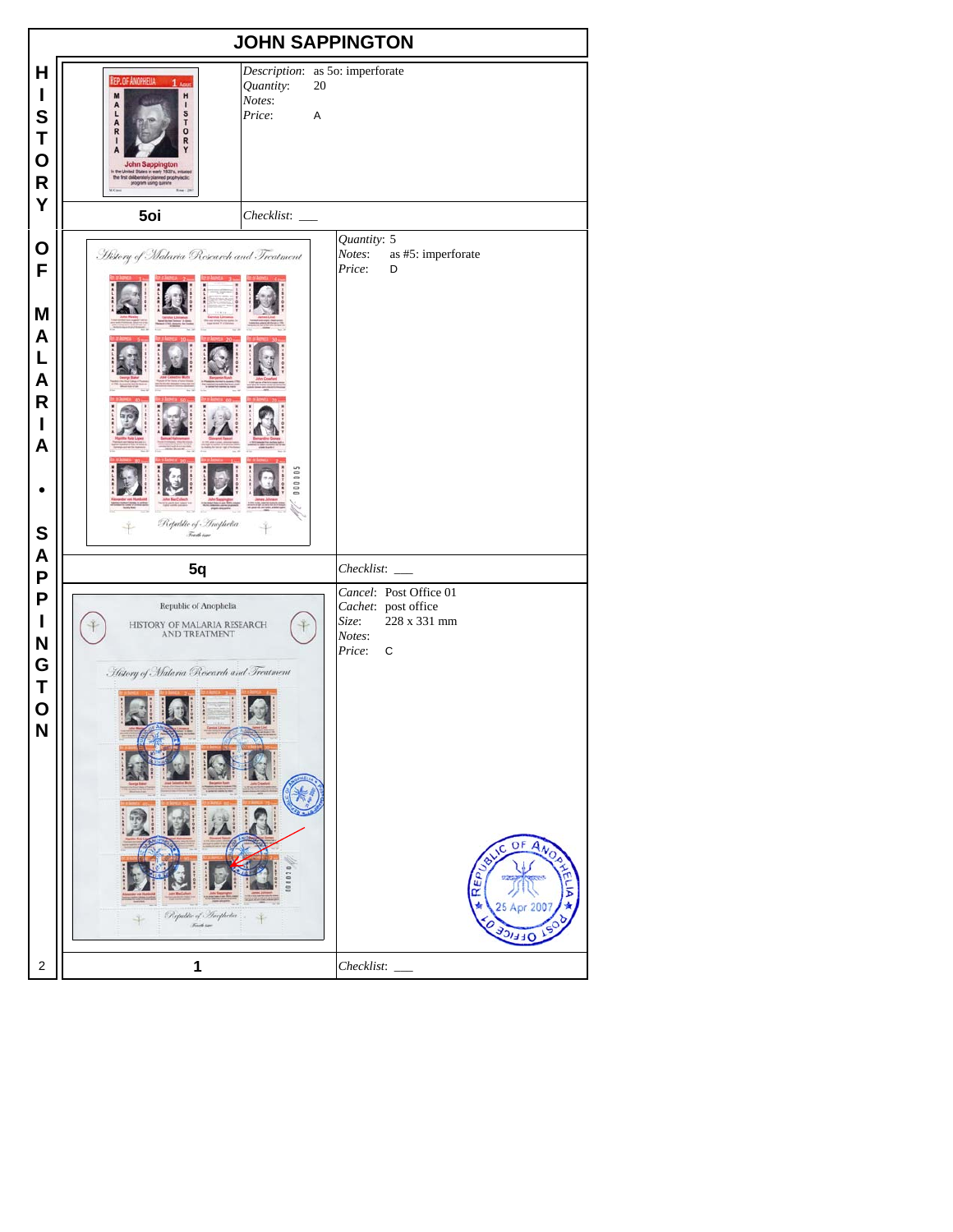# JOHN SAPPINGTON

HISTORY OF MALARIA • SAPPINGTON

## 5oi

*Description*: as 5o: imperforate
*Quantity*: 20
*Notes*:
*Price*: A

*Checklist*: ___

## 5q

*Quantity*: 5
*Notes*: as #5: imperforate
*Price*: D

*Checklist*: ___

## 1

*Cancel*: Post Office 01
*Cachet*: post office
*Size*: 228 x 331 mm
*Notes*:
*Price*: C

*Checklist*: ___